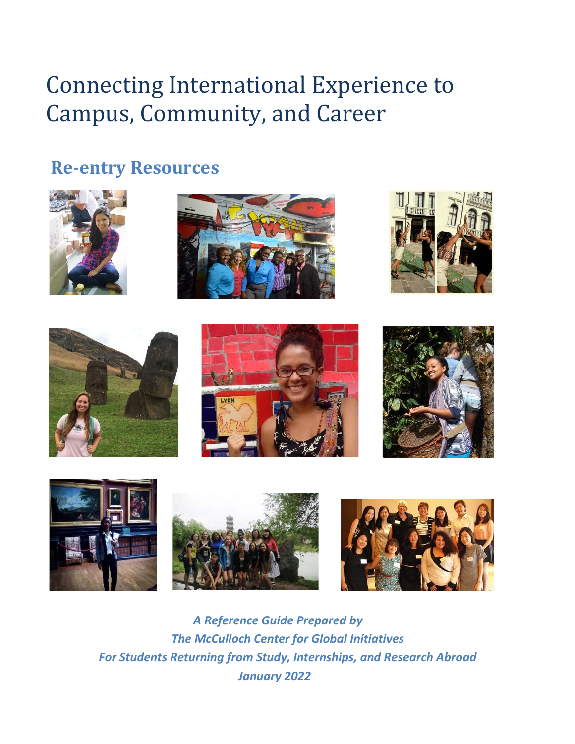# Connecting International Experience to Campus, Community, and Career

## Re-entry Resources

*A Reference Guide Prepared by*
*The McCulloch Center for Global Initiatives*
*For Students Returning from Study, Internships, and Research Abroad*
*January 2022*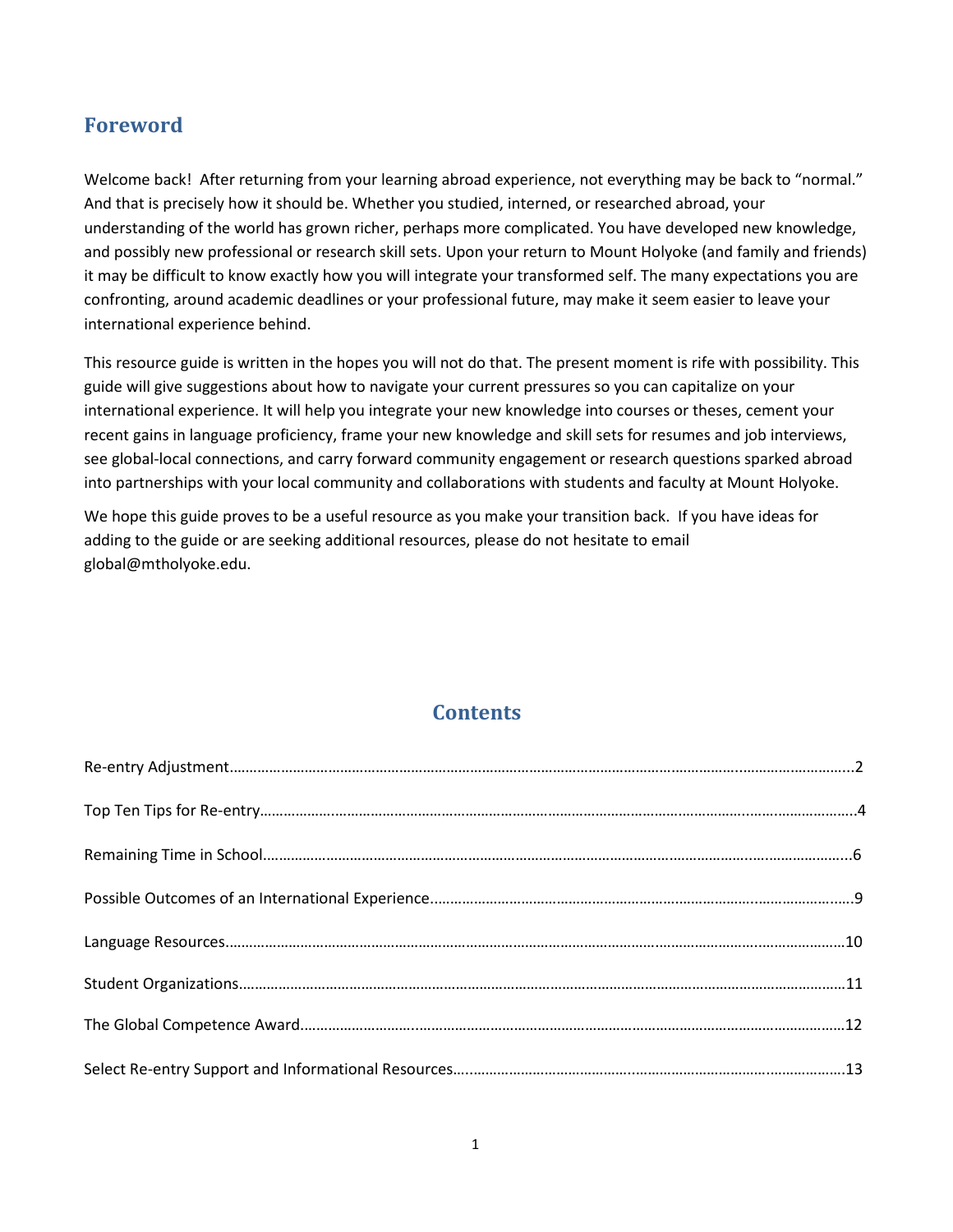## Foreword

Welcome back! After returning from your learning abroad experience, not everything may be back to "normal." And that is precisely how it should be. Whether you studied, interned, or researched abroad, your understanding of the world has grown richer, perhaps more complicated. You have developed new knowledge, and possibly new professional or research skill sets. Upon your return to Mount Holyoke (and family and friends) it may be difficult to know exactly how you will integrate your transformed self. The many expectations you are confronting, around academic deadlines or your professional future, may make it seem easier to leave your international experience behind.

This resource guide is written in the hopes you will not do that. The present moment is rife with possibility. This guide will give suggestions about how to navigate your current pressures so you can capitalize on your international experience. It will help you integrate your new knowledge into courses or theses, cement your recent gains in language proficiency, frame your new knowledge and skill sets for resumes and job interviews, see global-local connections, and carry forward community engagement or research questions sparked abroad into partnerships with your local community and collaborations with students and faculty at Mount Holyoke.

We hope this guide proves to be a useful resource as you make your transition back. If you have ideas for adding to the guide or are seeking additional resources, please do not hesitate to email global@mtholyoke.edu.

## Contents

Re-entry Adjustment....................................................................2

Top Ten Tips for Re-entry....................................................................4

Remaining Time in School....................................................................6

Possible Outcomes of an International Experience....................................................................9

Language Resources....................................................................10

Student Organizations....................................................................11

The Global Competence Award....................................................................12

Select Re-entry Support and Informational Resources....................................................................13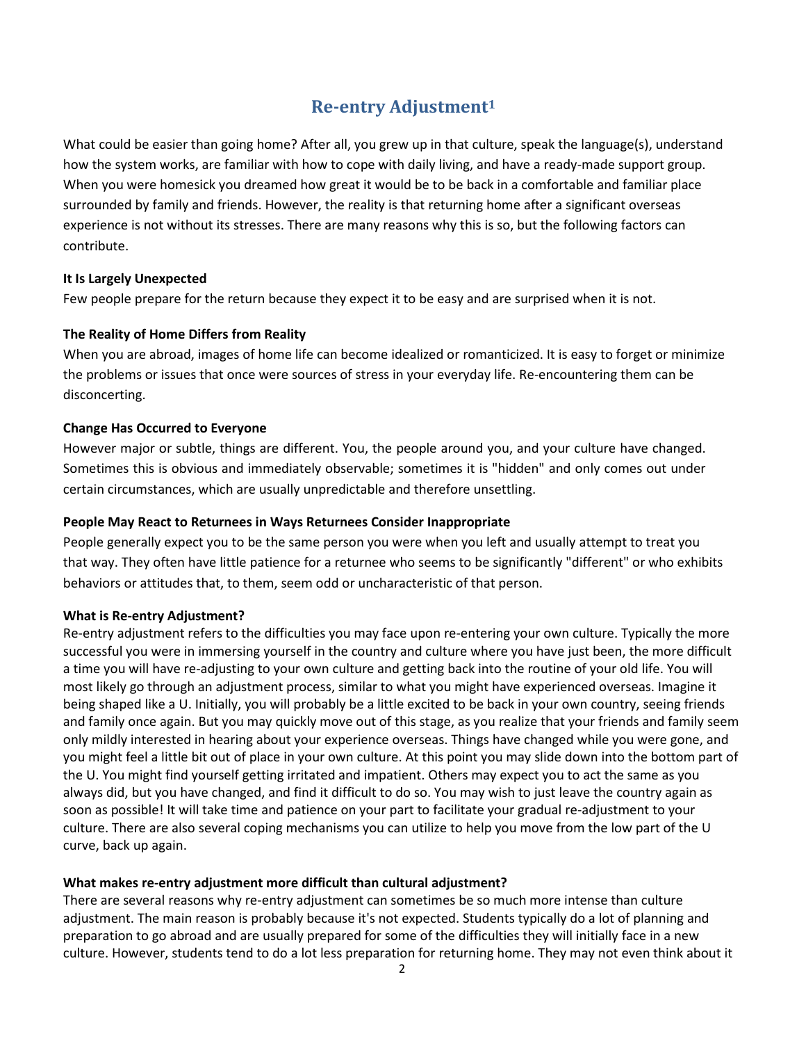# Re-entry Adjustment[1]

What could be easier than going home? After all, you grew up in that culture, speak the language(s), understand how the system works, are familiar with how to cope with daily living, and have a ready-made support group. When you were homesick you dreamed how great it would be to be back in a comfortable and familiar place surrounded by family and friends. However, the reality is that returning home after a significant overseas experience is not without its stresses. There are many reasons why this is so, but the following factors can contribute.

**It Is Largely Unexpected**

Few people prepare for the return because they expect it to be easy and are surprised when it is not.

**The Reality of Home Differs from Reality**

When you are abroad, images of home life can become idealized or romanticized. It is easy to forget or minimize the problems or issues that once were sources of stress in your everyday life. Re-encountering them can be disconcerting.

**Change Has Occurred to Everyone**

However major or subtle, things are different. You, the people around you, and your culture have changed. Sometimes this is obvious and immediately observable; sometimes it is "hidden" and only comes out under certain circumstances, which are usually unpredictable and therefore unsettling.

**People May React to Returnees in Ways Returnees Consider Inappropriate**

People generally expect you to be the same person you were when you left and usually attempt to treat you that way. They often have little patience for a returnee who seems to be significantly "different" or who exhibits behaviors or attitudes that, to them, seem odd or uncharacteristic of that person.

**What is Re-entry Adjustment?**

Re-entry adjustment refers to the difficulties you may face upon re-entering your own culture. Typically the more successful you were in immersing yourself in the country and culture where you have just been, the more difficult a time you will have re-adjusting to your own culture and getting back into the routine of your old life. You will most likely go through an adjustment process, similar to what you might have experienced overseas. Imagine it being shaped like a U. Initially, you will probably be a little excited to be back in your own country, seeing friends and family once again. But you may quickly move out of this stage, as you realize that your friends and family seem only mildly interested in hearing about your experience overseas. Things have changed while you were gone, and you might feel a little bit out of place in your own culture. At this point you may slide down into the bottom part of the U. You might find yourself getting irritated and impatient. Others may expect you to act the same as you always did, but you have changed, and find it difficult to do so. You may wish to just leave the country again as soon as possible! It will take time and patience on your part to facilitate your gradual re-adjustment to your culture. There are also several coping mechanisms you can utilize to help you move from the low part of the U curve, back up again.

**What makes re-entry adjustment more difficult than cultural adjustment?**

There are several reasons why re-entry adjustment can sometimes be so much more intense than culture adjustment. The main reason is probably because it's not expected. Students typically do a lot of planning and preparation to go abroad and are usually prepared for some of the difficulties they will initially face in a new culture. However, students tend to do a lot less preparation for returning home. They may not even think about it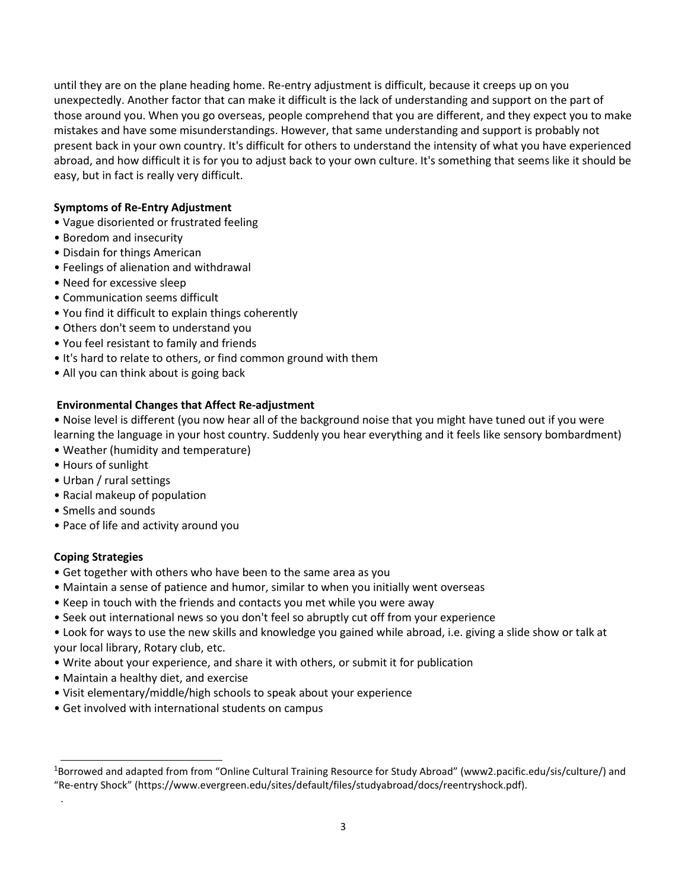until they are on the plane heading home. Re-entry adjustment is difficult, because it creeps up on you unexpectedly. Another factor that can make it difficult is the lack of understanding and support on the part of those around you. When you go overseas, people comprehend that you are different, and they expect you to make mistakes and have some misunderstandings. However, that same understanding and support is probably not present back in your own country. It's difficult for others to understand the intensity of what you have experienced abroad, and how difficult it is for you to adjust back to your own culture. It's something that seems like it should be easy, but in fact is really very difficult.

**Symptoms of Re-Entry Adjustment**

- Vague disoriented or frustrated feeling
- Boredom and insecurity
- Disdain for things American
- Feelings of alienation and withdrawal
- Need for excessive sleep
- Communication seems difficult
- You find it difficult to explain things coherently
- Others don't seem to understand you
- You feel resistant to family and friends
- It's hard to relate to others, or find common ground with them
- All you can think about is going back

**Environmental Changes that Affect Re-adjustment**

- Noise level is different (you now hear all of the background noise that you might have tuned out if you were learning the language in your host country. Suddenly you hear everything and it feels like sensory bombardment)
- Weather (humidity and temperature)
- Hours of sunlight
- Urban / rural settings
- Racial makeup of population
- Smells and sounds
- Pace of life and activity around you

**Coping Strategies**

- Get together with others who have been to the same area as you
- Maintain a sense of patience and humor, similar to when you initially went overseas
- Keep in touch with the friends and contacts you met while you were away
- Seek out international news so you don't feel so abruptly cut off from your experience
- Look for ways to use the new skills and knowledge you gained while abroad, i.e. giving a slide show or talk at your local library, Rotary club, etc.
- Write about your experience, and share it with others, or submit it for publication
- Maintain a healthy diet, and exercise
- Visit elementary/middle/high schools to speak about your experience
- Get involved with international students on campus

[1] Borrowed and adapted from from "Online Cultural Training Resource for Study Abroad" (www2.pacific.edu/sis/culture/) and "Re-entry Shock" (https://www.evergreen.edu/sites/default/files/studyabroad/docs/reentryshock.pdf).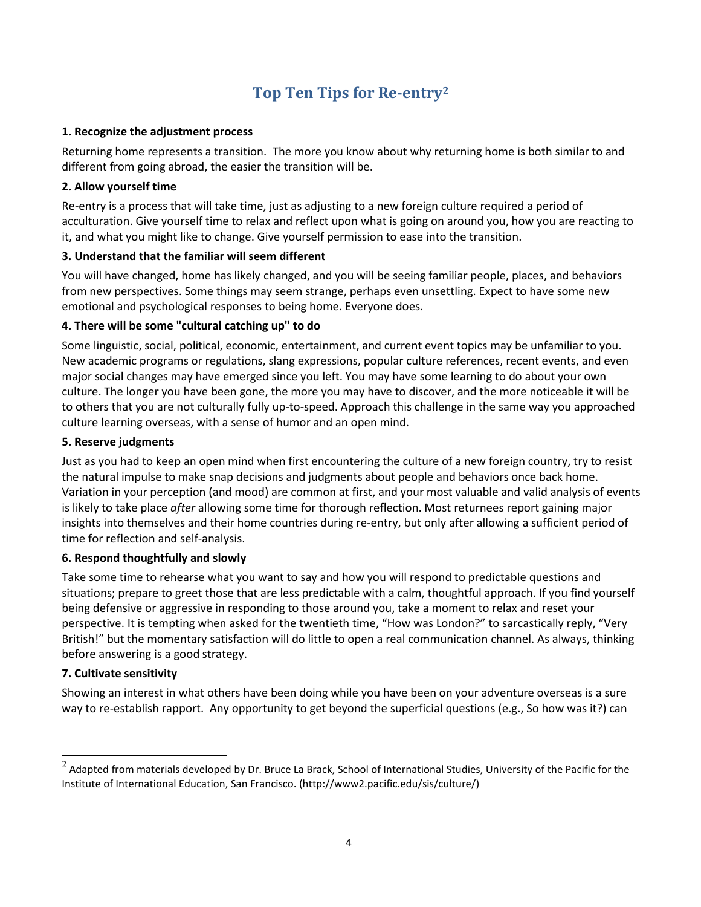# Top Ten Tips for Re-entry[2]

**1. Recognize the adjustment process**

Returning home represents a transition. The more you know about why returning home is both similar to and different from going abroad, the easier the transition will be.

**2. Allow yourself time**

Re-entry is a process that will take time, just as adjusting to a new foreign culture required a period of acculturation. Give yourself time to relax and reflect upon what is going on around you, how you are reacting to it, and what you might like to change. Give yourself permission to ease into the transition.

**3. Understand that the familiar will seem different**

You will have changed, home has likely changed, and you will be seeing familiar people, places, and behaviors from new perspectives. Some things may seem strange, perhaps even unsettling. Expect to have some new emotional and psychological responses to being home. Everyone does.

**4. There will be some "cultural catching up" to do**

Some linguistic, social, political, economic, entertainment, and current event topics may be unfamiliar to you. New academic programs or regulations, slang expressions, popular culture references, recent events, and even major social changes may have emerged since you left. You may have some learning to do about your own culture. The longer you have been gone, the more you may have to discover, and the more noticeable it will be to others that you are not culturally fully up-to-speed. Approach this challenge in the same way you approached culture learning overseas, with a sense of humor and an open mind.

**5. Reserve judgments**

Just as you had to keep an open mind when first encountering the culture of a new foreign country, try to resist the natural impulse to make snap decisions and judgments about people and behaviors once back home. Variation in your perception (and mood) are common at first, and your most valuable and valid analysis of events is likely to take place *after* allowing some time for thorough reflection. Most returnees report gaining major insights into themselves and their home countries during re-entry, but only after allowing a sufficient period of time for reflection and self-analysis.

**6. Respond thoughtfully and slowly**

Take some time to rehearse what you want to say and how you will respond to predictable questions and situations; prepare to greet those that are less predictable with a calm, thoughtful approach. If you find yourself being defensive or aggressive in responding to those around you, take a moment to relax and reset your perspective. It is tempting when asked for the twentieth time, "How was London?" to sarcastically reply, "Very British!" but the momentary satisfaction will do little to open a real communication channel. As always, thinking before answering is a good strategy.

**7. Cultivate sensitivity**

Showing an interest in what others have been doing while you have been on your adventure overseas is a sure way to re-establish rapport. Any opportunity to get beyond the superficial questions (e.g., So how was it?) can

[2] Adapted from materials developed by Dr. Bruce La Brack, School of International Studies, University of the Pacific for the Institute of International Education, San Francisco. (http://www2.pacific.edu/sis/culture/)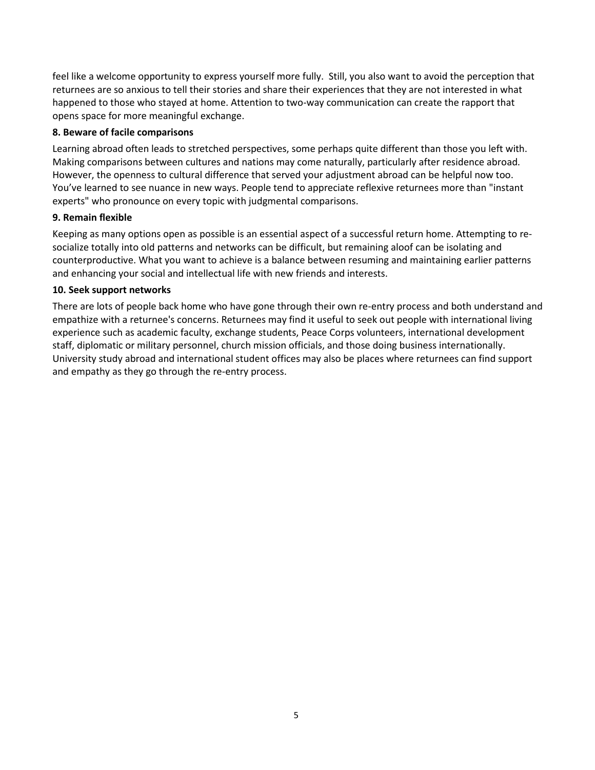feel like a welcome opportunity to express yourself more fully. Still, you also want to avoid the perception that returnees are so anxious to tell their stories and share their experiences that they are not interested in what happened to those who stayed at home. Attention to two-way communication can create the rapport that opens space for more meaningful exchange.

**8. Beware of facile comparisons**

Learning abroad often leads to stretched perspectives, some perhaps quite different than those you left with. Making comparisons between cultures and nations may come naturally, particularly after residence abroad. However, the openness to cultural difference that served your adjustment abroad can be helpful now too. You've learned to see nuance in new ways. People tend to appreciate reflexive returnees more than "instant experts" who pronounce on every topic with judgmental comparisons.

**9. Remain flexible**

Keeping as many options open as possible is an essential aspect of a successful return home. Attempting to re-socialize totally into old patterns and networks can be difficult, but remaining aloof can be isolating and counterproductive. What you want to achieve is a balance between resuming and maintaining earlier patterns and enhancing your social and intellectual life with new friends and interests.

**10. Seek support networks**

There are lots of people back home who have gone through their own re-entry process and both understand and empathize with a returnee's concerns. Returnees may find it useful to seek out people with international living experience such as academic faculty, exchange students, Peace Corps volunteers, international development staff, diplomatic or military personnel, church mission officials, and those doing business internationally. University study abroad and international student offices may also be places where returnees can find support and empathy as they go through the re-entry process.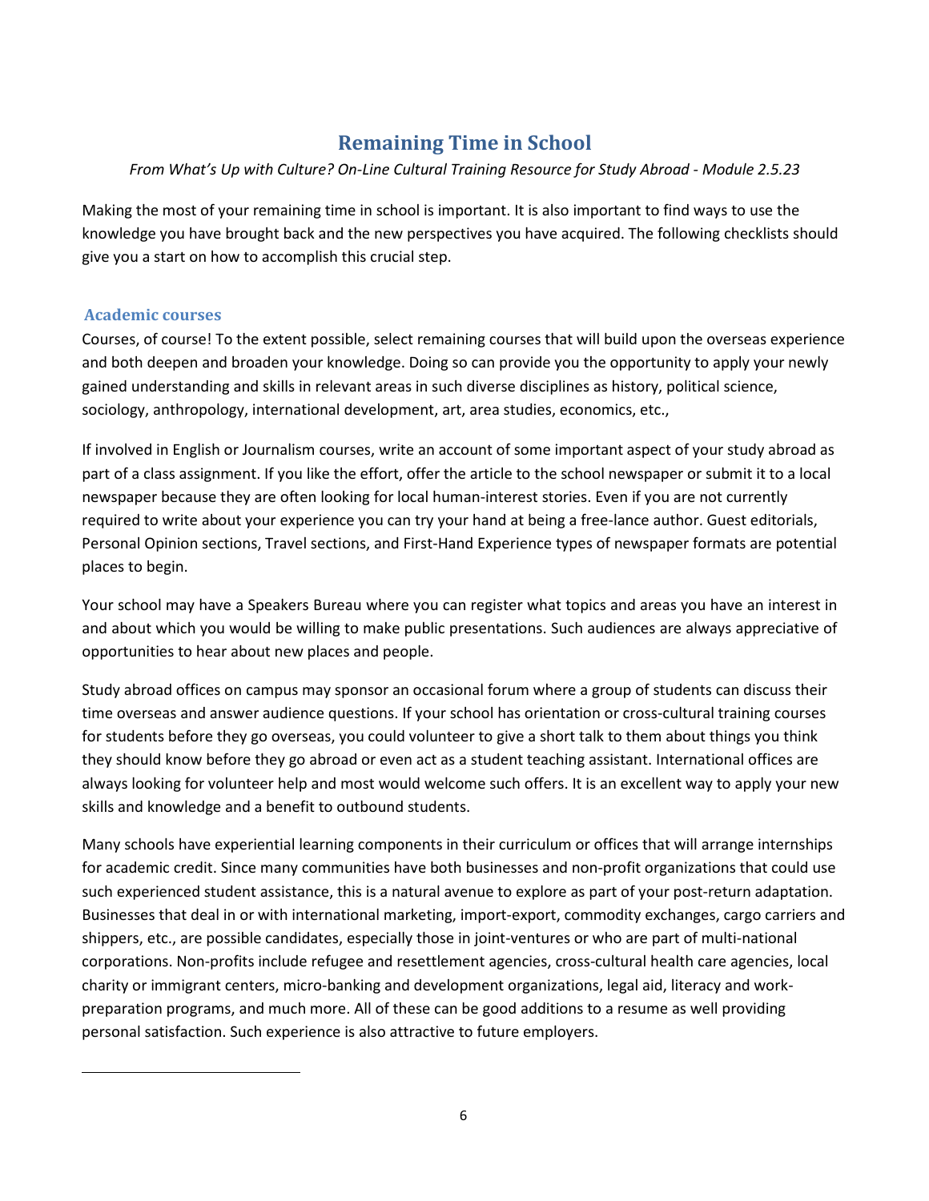## Remaining Time in School

*From What's Up with Culture? On-Line Cultural Training Resource for Study Abroad - Module 2.5.23*

Making the most of your remaining time in school is important. It is also important to find ways to use the knowledge you have brought back and the new perspectives you have acquired. The following checklists should give you a start on how to accomplish this crucial step.

### Academic courses

Courses, of course! To the extent possible, select remaining courses that will build upon the overseas experience and both deepen and broaden your knowledge. Doing so can provide you the opportunity to apply your newly gained understanding and skills in relevant areas in such diverse disciplines as history, political science, sociology, anthropology, international development, art, area studies, economics, etc.,

If involved in English or Journalism courses, write an account of some important aspect of your study abroad as part of a class assignment. If you like the effort, offer the article to the school newspaper or submit it to a local newspaper because they are often looking for local human-interest stories. Even if you are not currently required to write about your experience you can try your hand at being a free-lance author. Guest editorials, Personal Opinion sections, Travel sections, and First-Hand Experience types of newspaper formats are potential places to begin.

Your school may have a Speakers Bureau where you can register what topics and areas you have an interest in and about which you would be willing to make public presentations. Such audiences are always appreciative of opportunities to hear about new places and people.

Study abroad offices on campus may sponsor an occasional forum where a group of students can discuss their time overseas and answer audience questions. If your school has orientation or cross-cultural training courses for students before they go overseas, you could volunteer to give a short talk to them about things you think they should know before they go abroad or even act as a student teaching assistant. International offices are always looking for volunteer help and most would welcome such offers. It is an excellent way to apply your new skills and knowledge and a benefit to outbound students.

Many schools have experiential learning components in their curriculum or offices that will arrange internships for academic credit. Since many communities have both businesses and non-profit organizations that could use such experienced student assistance, this is a natural avenue to explore as part of your post-return adaptation. Businesses that deal in or with international marketing, import-export, commodity exchanges, cargo carriers and shippers, etc., are possible candidates, especially those in joint-ventures or who are part of multi-national corporations. Non-profits include refugee and resettlement agencies, cross-cultural health care agencies, local charity or immigrant centers, micro-banking and development organizations, legal aid, literacy and work-preparation programs, and much more. All of these can be good additions to a resume as well providing personal satisfaction. Such experience is also attractive to future employers.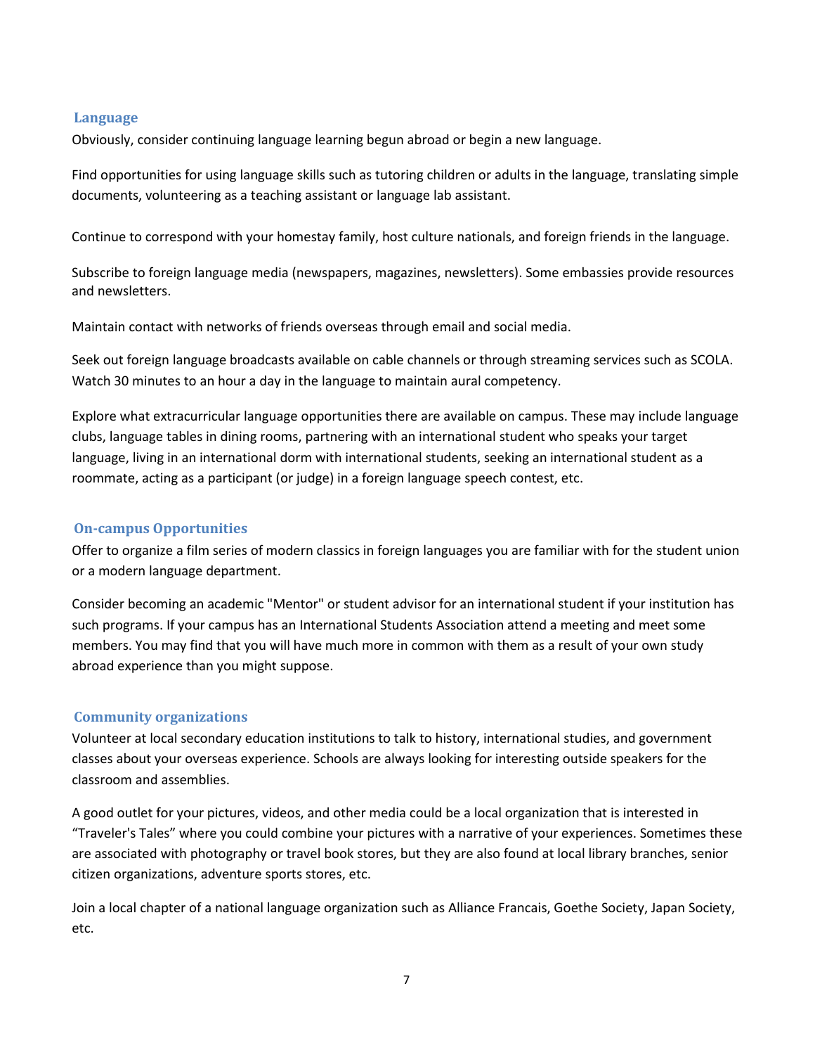## Language

Obviously, consider continuing language learning begun abroad or begin a new language.

Find opportunities for using language skills such as tutoring children or adults in the language, translating simple documents, volunteering as a teaching assistant or language lab assistant.

Continue to correspond with your homestay family, host culture nationals, and foreign friends in the language.

Subscribe to foreign language media (newspapers, magazines, newsletters). Some embassies provide resources and newsletters.

Maintain contact with networks of friends overseas through email and social media.

Seek out foreign language broadcasts available on cable channels or through streaming services such as SCOLA. Watch 30 minutes to an hour a day in the language to maintain aural competency.

Explore what extracurricular language opportunities there are available on campus. These may include language clubs, language tables in dining rooms, partnering with an international student who speaks your target language, living in an international dorm with international students, seeking an international student as a roommate, acting as a participant (or judge) in a foreign language speech contest, etc.

## On-campus Opportunities

Offer to organize a film series of modern classics in foreign languages you are familiar with for the student union or a modern language department.

Consider becoming an academic "Mentor" or student advisor for an international student if your institution has such programs. If your campus has an International Students Association attend a meeting and meet some members. You may find that you will have much more in common with them as a result of your own study abroad experience than you might suppose.

## Community organizations

Volunteer at local secondary education institutions to talk to history, international studies, and government classes about your overseas experience. Schools are always looking for interesting outside speakers for the classroom and assemblies.

A good outlet for your pictures, videos, and other media could be a local organization that is interested in "Traveler's Tales" where you could combine your pictures with a narrative of your experiences. Sometimes these are associated with photography or travel book stores, but they are also found at local library branches, senior citizen organizations, adventure sports stores, etc.

Join a local chapter of a national language organization such as Alliance Francais, Goethe Society, Japan Society, etc.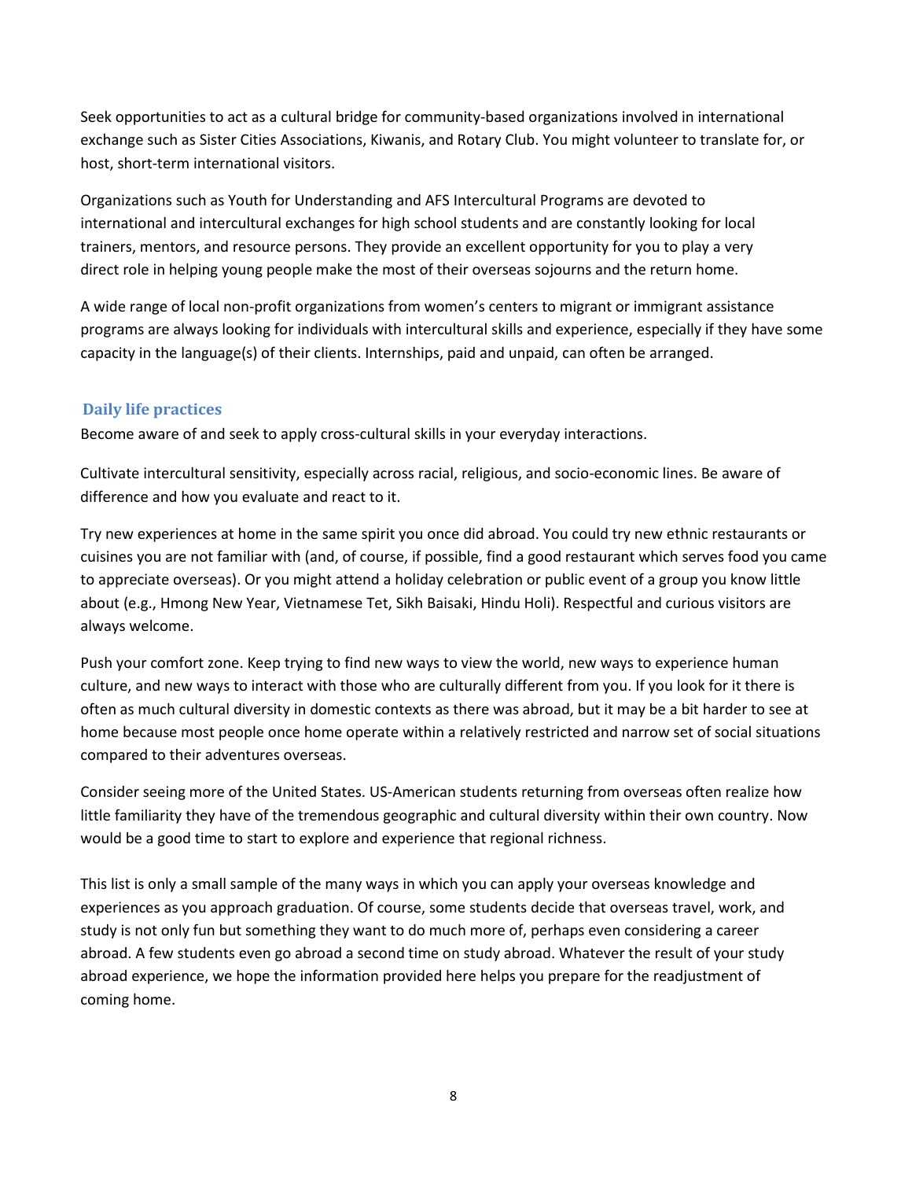Seek opportunities to act as a cultural bridge for community-based organizations involved in international exchange such as Sister Cities Associations, Kiwanis, and Rotary Club. You might volunteer to translate for, or host, short-term international visitors.

Organizations such as Youth for Understanding and AFS Intercultural Programs are devoted to international and intercultural exchanges for high school students and are constantly looking for local trainers, mentors, and resource persons. They provide an excellent opportunity for you to play a very direct role in helping young people make the most of their overseas sojourns and the return home.

A wide range of local non-profit organizations from women's centers to migrant or immigrant assistance programs are always looking for individuals with intercultural skills and experience, especially if they have some capacity in the language(s) of their clients. Internships, paid and unpaid, can often be arranged.

### Daily life practices

Become aware of and seek to apply cross-cultural skills in your everyday interactions.

Cultivate intercultural sensitivity, especially across racial, religious, and socio-economic lines. Be aware of difference and how you evaluate and react to it.

Try new experiences at home in the same spirit you once did abroad. You could try new ethnic restaurants or cuisines you are not familiar with (and, of course, if possible, find a good restaurant which serves food you came to appreciate overseas). Or you might attend a holiday celebration or public event of a group you know little about (e.g., Hmong New Year, Vietnamese Tet, Sikh Baisaki, Hindu Holi). Respectful and curious visitors are always welcome.

Push your comfort zone. Keep trying to find new ways to view the world, new ways to experience human culture, and new ways to interact with those who are culturally different from you. If you look for it there is often as much cultural diversity in domestic contexts as there was abroad, but it may be a bit harder to see at home because most people once home operate within a relatively restricted and narrow set of social situations compared to their adventures overseas.

Consider seeing more of the United States. US-American students returning from overseas often realize how little familiarity they have of the tremendous geographic and cultural diversity within their own country. Now would be a good time to start to explore and experience that regional richness.

This list is only a small sample of the many ways in which you can apply your overseas knowledge and experiences as you approach graduation. Of course, some students decide that overseas travel, work, and study is not only fun but something they want to do much more of, perhaps even considering a career abroad. A few students even go abroad a second time on study abroad. Whatever the result of your study abroad experience, we hope the information provided here helps you prepare for the readjustment of coming home.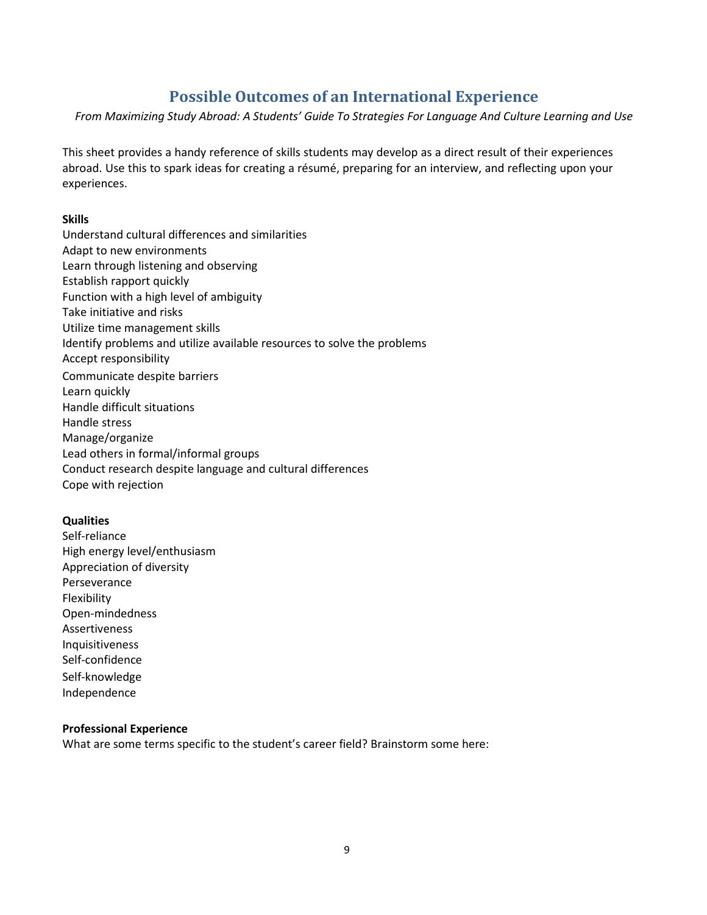# Possible Outcomes of an International Experience

*From Maximizing Study Abroad: A Students' Guide To Strategies For Language And Culture Learning and Use*

This sheet provides a handy reference of skills students may develop as a direct result of their experiences abroad. Use this to spark ideas for creating a résumé, preparing for an interview, and reflecting upon your experiences.

**Skills**

Understand cultural differences and similarities
Adapt to new environments
Learn through listening and observing
Establish rapport quickly
Function with a high level of ambiguity
Take initiative and risks
Utilize time management skills
Identify problems and utilize available resources to solve the problems
Accept responsibility
Communicate despite barriers
Learn quickly
Handle difficult situations
Handle stress
Manage/organize
Lead others in formal/informal groups
Conduct research despite language and cultural differences
Cope with rejection

**Qualities**

Self-reliance
High energy level/enthusiasm
Appreciation of diversity
Perseverance
Flexibility
Open-mindedness
Assertiveness
Inquisitiveness
Self-confidence
Self-knowledge
Independence

**Professional Experience**

What are some terms specific to the student's career field? Brainstorm some here: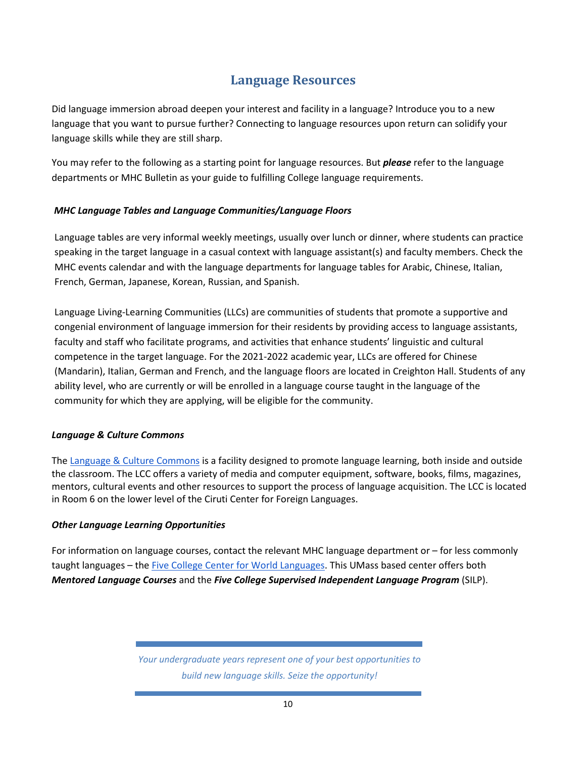## Language Resources

Did language immersion abroad deepen your interest and facility in a language? Introduce you to a new language that you want to pursue further? Connecting to language resources upon return can solidify your language skills while they are still sharp.

You may refer to the following as a starting point for language resources. But ***please*** refer to the language departments or MHC Bulletin as your guide to fulfilling College language requirements.

### *MHC Language Tables and Language Communities/Language Floors*

Language tables are very informal weekly meetings, usually over lunch or dinner, where students can practice speaking in the target language in a casual context with language assistant(s) and faculty members. Check the MHC events calendar and with the language departments for language tables for Arabic, Chinese, Italian, French, German, Japanese, Korean, Russian, and Spanish.

Language Living-Learning Communities (LLCs) are communities of students that promote a supportive and congenial environment of language immersion for their residents by providing access to language assistants, faculty and staff who facilitate programs, and activities that enhance students' linguistic and cultural competence in the target language. For the 2021-2022 academic year, LLCs are offered for Chinese (Mandarin), Italian, German and French, and the language floors are located in Creighton Hall. Students of any ability level, who are currently or will be enrolled in a language course taught in the language of the community for which they are applying, will be eligible for the community.

### *Language & Culture Commons*

The Language & Culture Commons is a facility designed to promote language learning, both inside and outside the classroom. The LCC offers a variety of media and computer equipment, software, books, films, magazines, mentors, cultural events and other resources to support the process of language acquisition. The LCC is located in Room 6 on the lower level of the Ciruti Center for Foreign Languages.

### *Other Language Learning Opportunities*

For information on language courses, contact the relevant MHC language department or – for less commonly taught languages – the Five College Center for World Languages. This UMass based center offers both ***Mentored Language Courses*** and the ***Five College Supervised Independent Language Program*** (SILP).

*Your undergraduate years represent one of your best opportunities to build new language skills. Seize the opportunity!*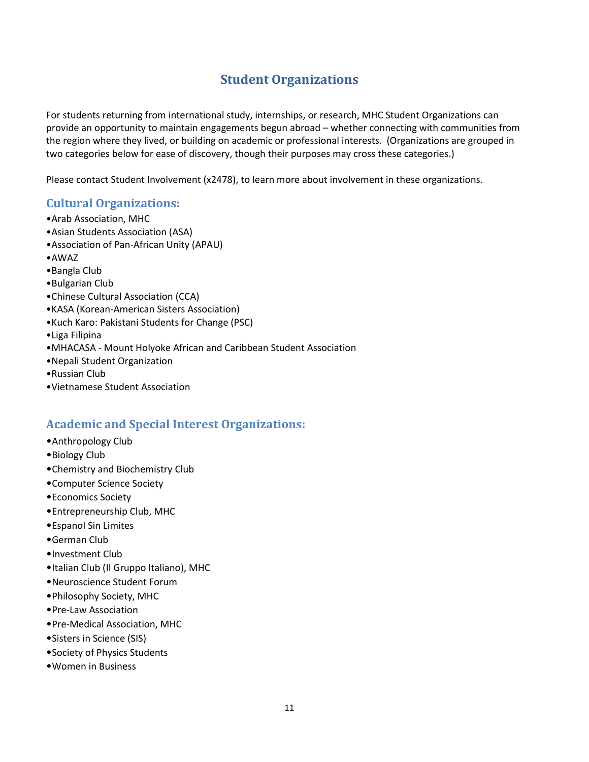# Student Organizations

For students returning from international study, internships, or research, MHC Student Organizations can provide an opportunity to maintain engagements begun abroad – whether connecting with communities from the region where they lived, or building on academic or professional interests. (Organizations are grouped in two categories below for ease of discovery, though their purposes may cross these categories.)

Please contact Student Involvement (x2478), to learn more about involvement in these organizations.

## Cultural Organizations:

- Arab Association, MHC
- Asian Students Association (ASA)
- Association of Pan-African Unity (APAU)
- AWAZ
- Bangla Club
- Bulgarian Club
- Chinese Cultural Association (CCA)
- KASA (Korean-American Sisters Association)
- Kuch Karo: Pakistani Students for Change (PSC)
- Liga Filipina
- MHACASA - Mount Holyoke African and Caribbean Student Association
- Nepali Student Organization
- Russian Club
- Vietnamese Student Association

## Academic and Special Interest Organizations:

- Anthropology Club
- Biology Club
- Chemistry and Biochemistry Club
- Computer Science Society
- Economics Society
- Entrepreneurship Club, MHC
- Espanol Sin Limites
- German Club
- Investment Club
- Italian Club (Il Gruppo Italiano), MHC
- Neuroscience Student Forum
- Philosophy Society, MHC
- Pre-Law Association
- Pre-Medical Association, MHC
- Sisters in Science (SIS)
- Society of Physics Students
- Women in Business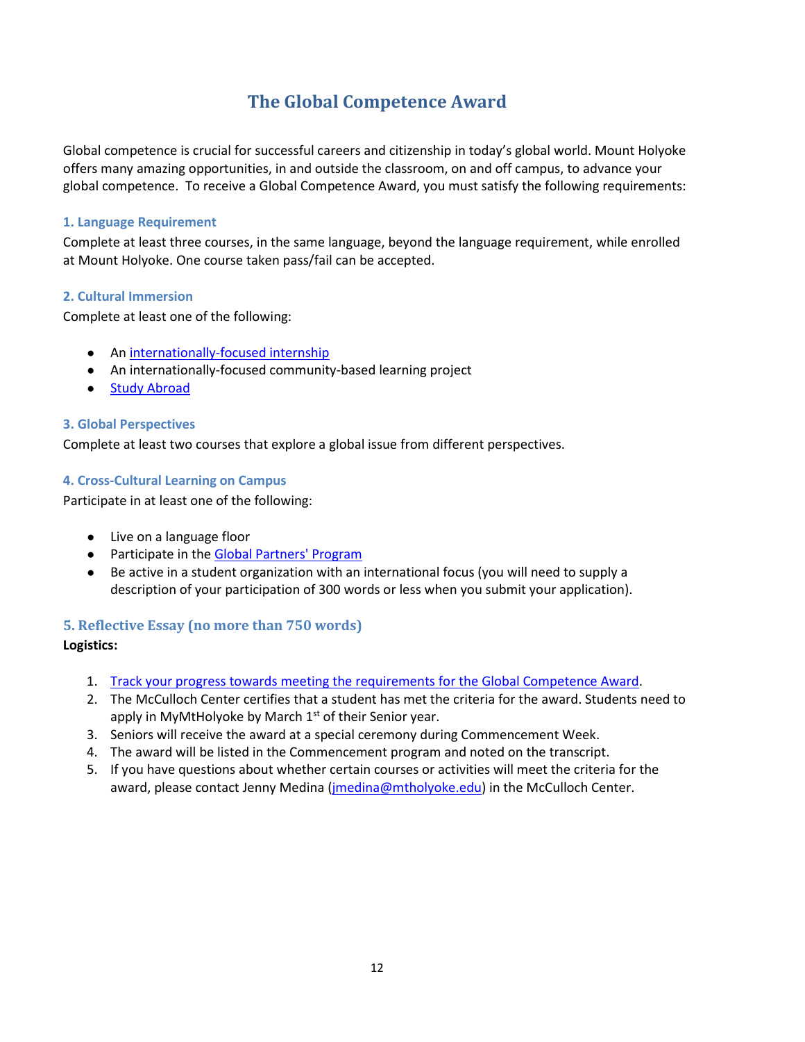# The Global Competence Award

Global competence is crucial for successful careers and citizenship in today's global world. Mount Holyoke offers many amazing opportunities, in and outside the classroom, on and off campus, to advance your global competence. To receive a Global Competence Award, you must satisfy the following requirements:

### 1. Language Requirement

Complete at least three courses, in the same language, beyond the language requirement, while enrolled at Mount Holyoke. One course taken pass/fail can be accepted.

### 2. Cultural Immersion

Complete at least one of the following:

- An internationally-focused internship
- An internationally-focused community-based learning project
- Study Abroad

### 3. Global Perspectives

Complete at least two courses that explore a global issue from different perspectives.

### 4. Cross-Cultural Learning on Campus

Participate in at least one of the following:

- Live on a language floor
- Participate in the Global Partners' Program
- Be active in a student organization with an international focus (you will need to supply a description of your participation of 300 words or less when you submit your application).

### 5. Reflective Essay (no more than 750 words)

**Logistics:**

1. Track your progress towards meeting the requirements for the Global Competence Award.
2. The McCulloch Center certifies that a student has met the criteria for the award. Students need to apply in MyMtHolyoke by March 1st of their Senior year.
3. Seniors will receive the award at a special ceremony during Commencement Week.
4. The award will be listed in the Commencement program and noted on the transcript.
5. If you have questions about whether certain courses or activities will meet the criteria for the award, please contact Jenny Medina (jmedina@mtholyoke.edu) in the McCulloch Center.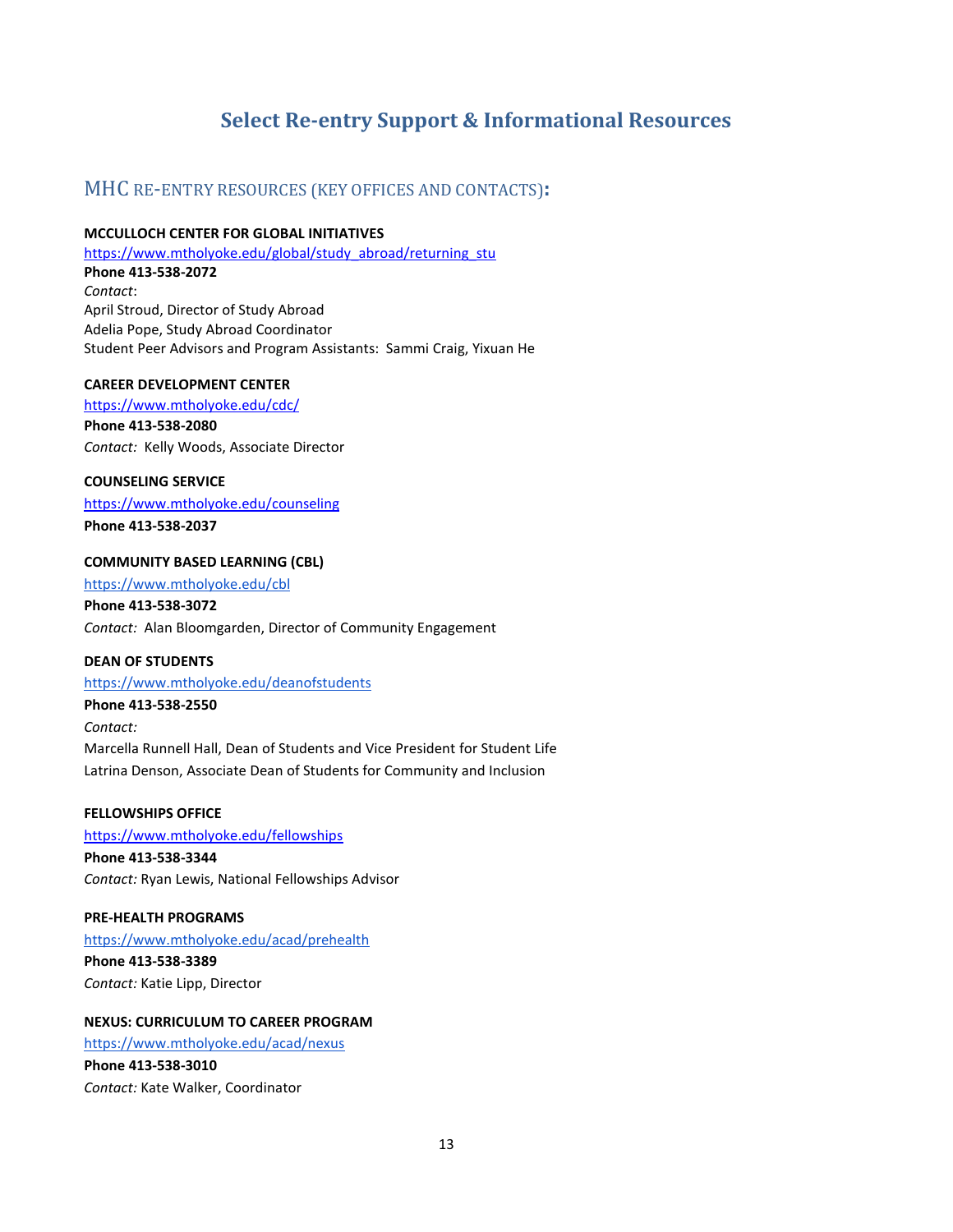# Select Re-entry Support & Informational Resources

## MHC RE-ENTRY RESOURCES (KEY OFFICES AND CONTACTS):

**MCCULLOCH CENTER FOR GLOBAL INITIATIVES**
https://www.mtholyoke.edu/global/study_abroad/returning_stu
**Phone 413-538-2072**
*Contact*:
April Stroud, Director of Study Abroad
Adelia Pope, Study Abroad Coordinator
Student Peer Advisors and Program Assistants: Sammi Craig, Yixuan He

**CAREER DEVELOPMENT CENTER**
https://www.mtholyoke.edu/cdc/
**Phone 413-538-2080**
*Contact:* Kelly Woods, Associate Director

**COUNSELING SERVICE**
https://www.mtholyoke.edu/counseling
**Phone 413-538-2037**

**COMMUNITY BASED LEARNING (CBL)**
https://www.mtholyoke.edu/cbl
**Phone 413-538-3072**
*Contact:* Alan Bloomgarden, Director of Community Engagement

**DEAN OF STUDENTS**
https://www.mtholyoke.edu/deanofstudents
**Phone 413-538-2550**
*Contact:*
Marcella Runnell Hall, Dean of Students and Vice President for Student Life
Latrina Denson, Associate Dean of Students for Community and Inclusion

**FELLOWSHIPS OFFICE**
https://www.mtholyoke.edu/fellowships
**Phone 413-538-3344**
*Contact:* Ryan Lewis, National Fellowships Advisor

**PRE-HEALTH PROGRAMS**
https://www.mtholyoke.edu/acad/prehealth
**Phone 413-538-3389**
*Contact:* Katie Lipp, Director

**NEXUS: CURRICULUM TO CAREER PROGRAM**
https://www.mtholyoke.edu/acad/nexus
**Phone 413-538-3010**
*Contact:* Kate Walker, Coordinator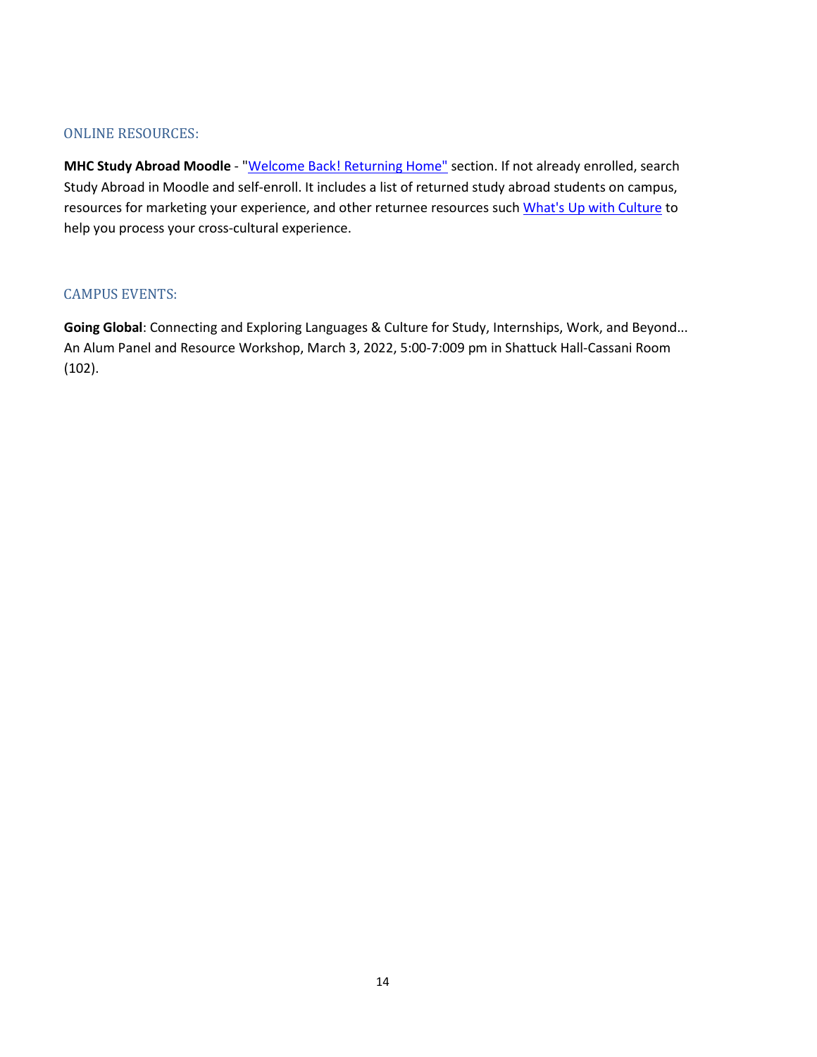## ONLINE RESOURCES:

**MHC Study Abroad Moodle** - "Welcome Back! Returning Home" section. If not already enrolled, search Study Abroad in Moodle and self-enroll. It includes a list of returned study abroad students on campus, resources for marketing your experience, and other returnee resources such What's Up with Culture to help you process your cross-cultural experience.

## CAMPUS EVENTS:

**Going Global**: Connecting and Exploring Languages & Culture for Study, Internships, Work, and Beyond... An Alum Panel and Resource Workshop, March 3, 2022, 5:00-7:009 pm in Shattuck Hall-Cassani Room (102).